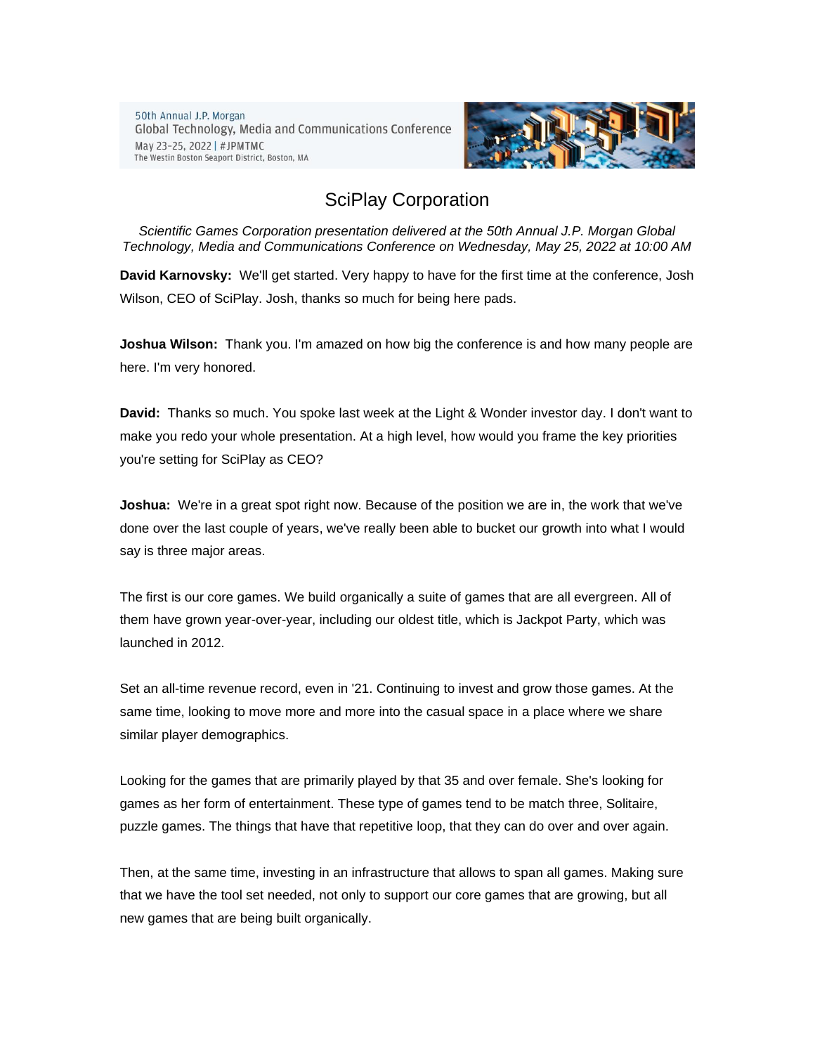50th Annual J.P. Morgan
Global Technology, Media and Communications Conference
May 23-25, 2022 | #JPMTMC
The Westin Boston Seaport District, Boston, MA

# SciPlay Corporation

*Scientific Games Corporation presentation delivered at the 50th Annual J.P. Morgan Global Technology, Media and Communications Conference on Wednesday, May 25, 2022 at 10:00 AM*

**David Karnovsky:** We'll get started. Very happy to have for the first time at the conference, Josh Wilson, CEO of SciPlay. Josh, thanks so much for being here pads.

**Joshua Wilson:** Thank you. I'm amazed on how big the conference is and how many people are here. I'm very honored.

**David:** Thanks so much. You spoke last week at the Light & Wonder investor day. I don't want to make you redo your whole presentation. At a high level, how would you frame the key priorities you're setting for SciPlay as CEO?

**Joshua:** We're in a great spot right now. Because of the position we are in, the work that we've done over the last couple of years, we've really been able to bucket our growth into what I would say is three major areas.

The first is our core games. We build organically a suite of games that are all evergreen. All of them have grown year-over-year, including our oldest title, which is Jackpot Party, which was launched in 2012.

Set an all-time revenue record, even in '21. Continuing to invest and grow those games. At the same time, looking to move more and more into the casual space in a place where we share similar player demographics.

Looking for the games that are primarily played by that 35 and over female. She's looking for games as her form of entertainment. These type of games tend to be match three, Solitaire, puzzle games. The things that have that repetitive loop, that they can do over and over again.

Then, at the same time, investing in an infrastructure that allows to span all games. Making sure that we have the tool set needed, not only to support our core games that are growing, but all new games that are being built organically.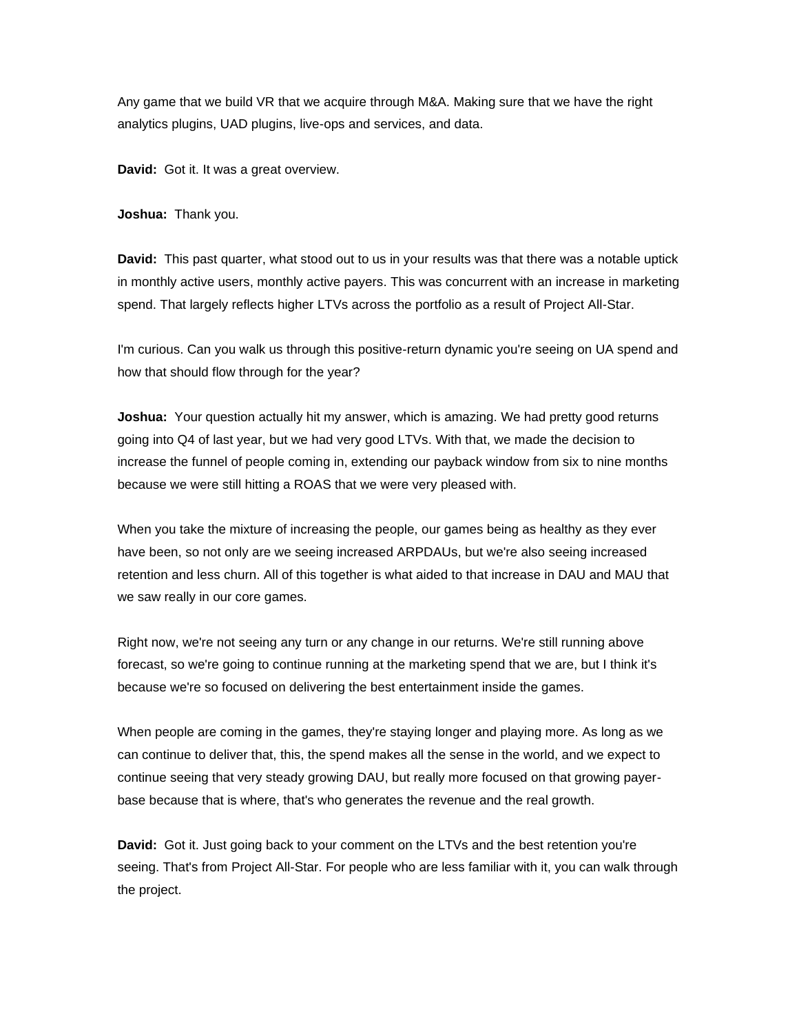Any game that we build VR that we acquire through M&A. Making sure that we have the right analytics plugins, UAD plugins, live-ops and services, and data.

**David:** Got it. It was a great overview.

**Joshua:** Thank you.

**David:** This past quarter, what stood out to us in your results was that there was a notable uptick in monthly active users, monthly active payers. This was concurrent with an increase in marketing spend. That largely reflects higher LTVs across the portfolio as a result of Project All-Star.

I'm curious. Can you walk us through this positive-return dynamic you're seeing on UA spend and how that should flow through for the year?

**Joshua:** Your question actually hit my answer, which is amazing. We had pretty good returns going into Q4 of last year, but we had very good LTVs. With that, we made the decision to increase the funnel of people coming in, extending our payback window from six to nine months because we were still hitting a ROAS that we were very pleased with.

When you take the mixture of increasing the people, our games being as healthy as they ever have been, so not only are we seeing increased ARPDAUs, but we're also seeing increased retention and less churn. All of this together is what aided to that increase in DAU and MAU that we saw really in our core games.

Right now, we're not seeing any turn or any change in our returns. We're still running above forecast, so we're going to continue running at the marketing spend that we are, but I think it's because we're so focused on delivering the best entertainment inside the games.

When people are coming in the games, they're staying longer and playing more. As long as we can continue to deliver that, this, the spend makes all the sense in the world, and we expect to continue seeing that very steady growing DAU, but really more focused on that growing payer-base because that is where, that's who generates the revenue and the real growth.

**David:** Got it. Just going back to your comment on the LTVs and the best retention you're seeing. That's from Project All-Star. For people who are less familiar with it, you can walk through the project.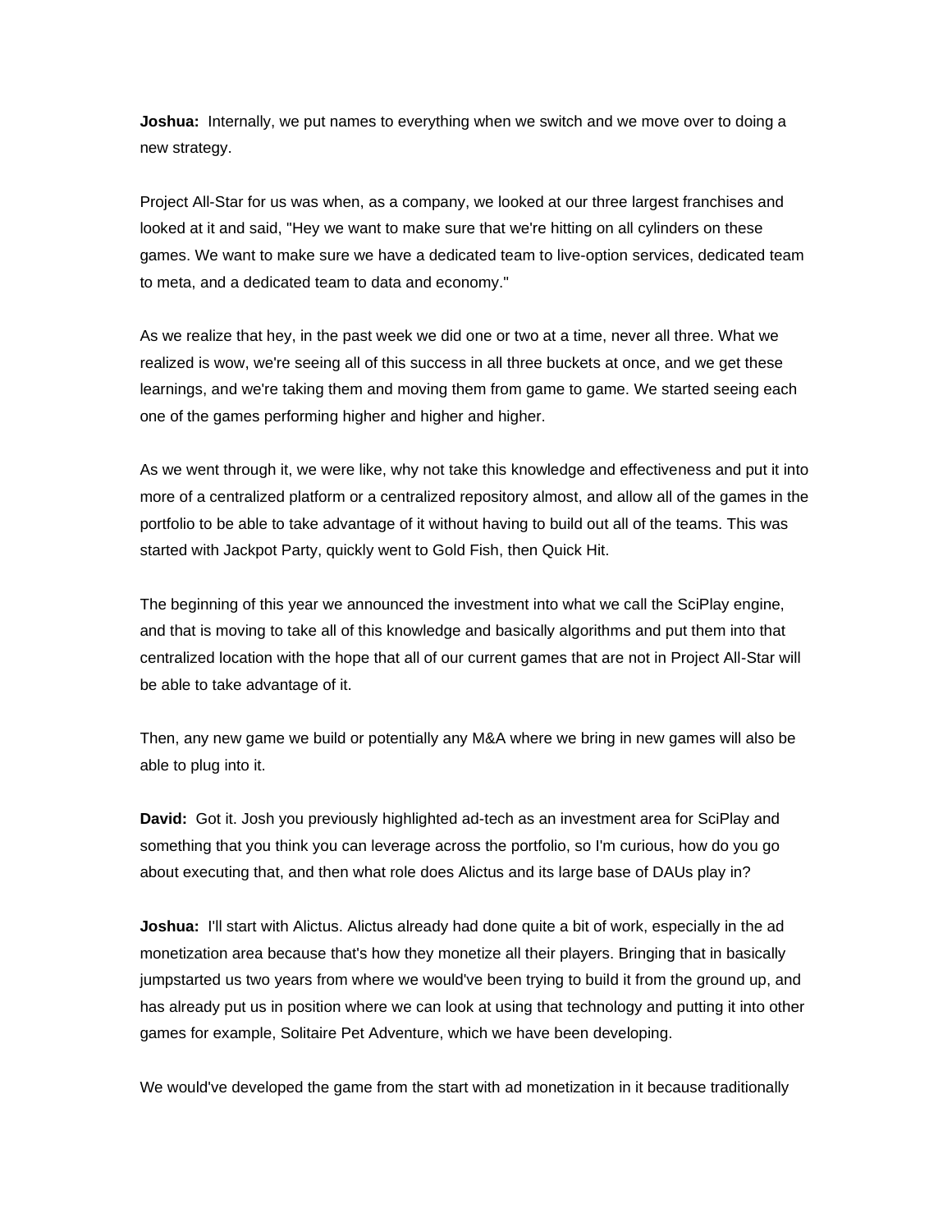**Joshua:** Internally, we put names to everything when we switch and we move over to doing a new strategy.

Project All-Star for us was when, as a company, we looked at our three largest franchises and looked at it and said, "Hey we want to make sure that we're hitting on all cylinders on these games. We want to make sure we have a dedicated team to live-option services, dedicated team to meta, and a dedicated team to data and economy."

As we realize that hey, in the past week we did one or two at a time, never all three. What we realized is wow, we're seeing all of this success in all three buckets at once, and we get these learnings, and we're taking them and moving them from game to game. We started seeing each one of the games performing higher and higher and higher.

As we went through it, we were like, why not take this knowledge and effectiveness and put it into more of a centralized platform or a centralized repository almost, and allow all of the games in the portfolio to be able to take advantage of it without having to build out all of the teams. This was started with Jackpot Party, quickly went to Gold Fish, then Quick Hit.

The beginning of this year we announced the investment into what we call the SciPlay engine, and that is moving to take all of this knowledge and basically algorithms and put them into that centralized location with the hope that all of our current games that are not in Project All-Star will be able to take advantage of it.

Then, any new game we build or potentially any M&A where we bring in new games will also be able to plug into it.

**David:** Got it. Josh you previously highlighted ad-tech as an investment area for SciPlay and something that you think you can leverage across the portfolio, so I'm curious, how do you go about executing that, and then what role does Alictus and its large base of DAUs play in?

**Joshua:** I'll start with Alictus. Alictus already had done quite a bit of work, especially in the ad monetization area because that's how they monetize all their players. Bringing that in basically jumpstarted us two years from where we would've been trying to build it from the ground up, and has already put us in position where we can look at using that technology and putting it into other games for example, Solitaire Pet Adventure, which we have been developing.

We would've developed the game from the start with ad monetization in it because traditionally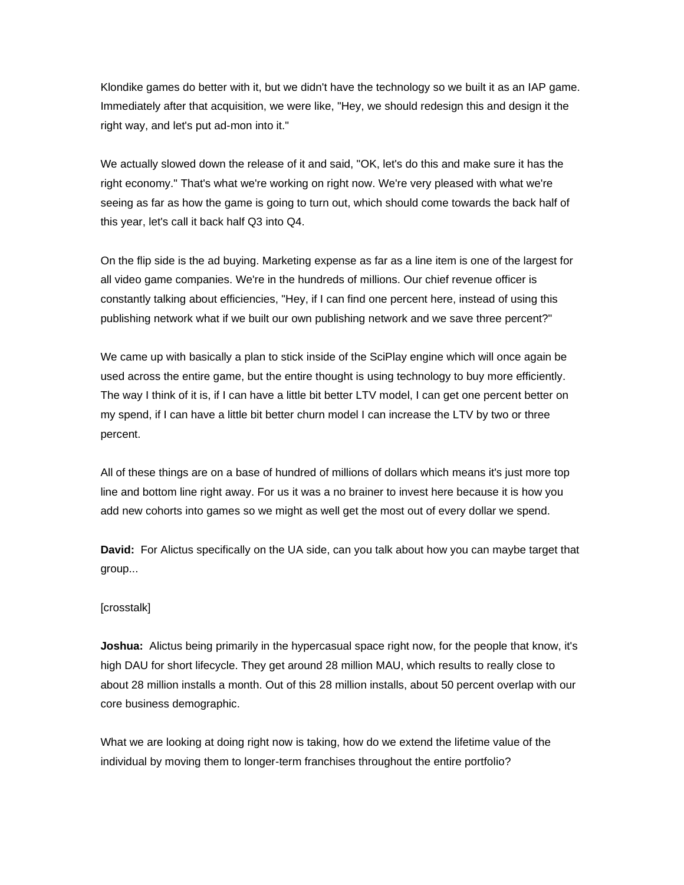Klondike games do better with it, but we didn't have the technology so we built it as an IAP game. Immediately after that acquisition, we were like, "Hey, we should redesign this and design it the right way, and let's put ad-mon into it."

We actually slowed down the release of it and said, "OK, let's do this and make sure it has the right economy." That's what we're working on right now. We're very pleased with what we're seeing as far as how the game is going to turn out, which should come towards the back half of this year, let's call it back half Q3 into Q4.

On the flip side is the ad buying. Marketing expense as far as a line item is one of the largest for all video game companies. We're in the hundreds of millions. Our chief revenue officer is constantly talking about efficiencies, "Hey, if I can find one percent here, instead of using this publishing network what if we built our own publishing network and we save three percent?"

We came up with basically a plan to stick inside of the SciPlay engine which will once again be used across the entire game, but the entire thought is using technology to buy more efficiently. The way I think of it is, if I can have a little bit better LTV model, I can get one percent better on my spend, if I can have a little bit better churn model I can increase the LTV by two or three percent.

All of these things are on a base of hundred of millions of dollars which means it's just more top line and bottom line right away. For us it was a no brainer to invest here because it is how you add new cohorts into games so we might as well get the most out of every dollar we spend.

**David:** For Alictus specifically on the UA side, can you talk about how you can maybe target that group...

[crosstalk]

**Joshua:** Alictus being primarily in the hypercasual space right now, for the people that know, it's high DAU for short lifecycle. They get around 28 million MAU, which results to really close to about 28 million installs a month. Out of this 28 million installs, about 50 percent overlap with our core business demographic.

What we are looking at doing right now is taking, how do we extend the lifetime value of the individual by moving them to longer-term franchises throughout the entire portfolio?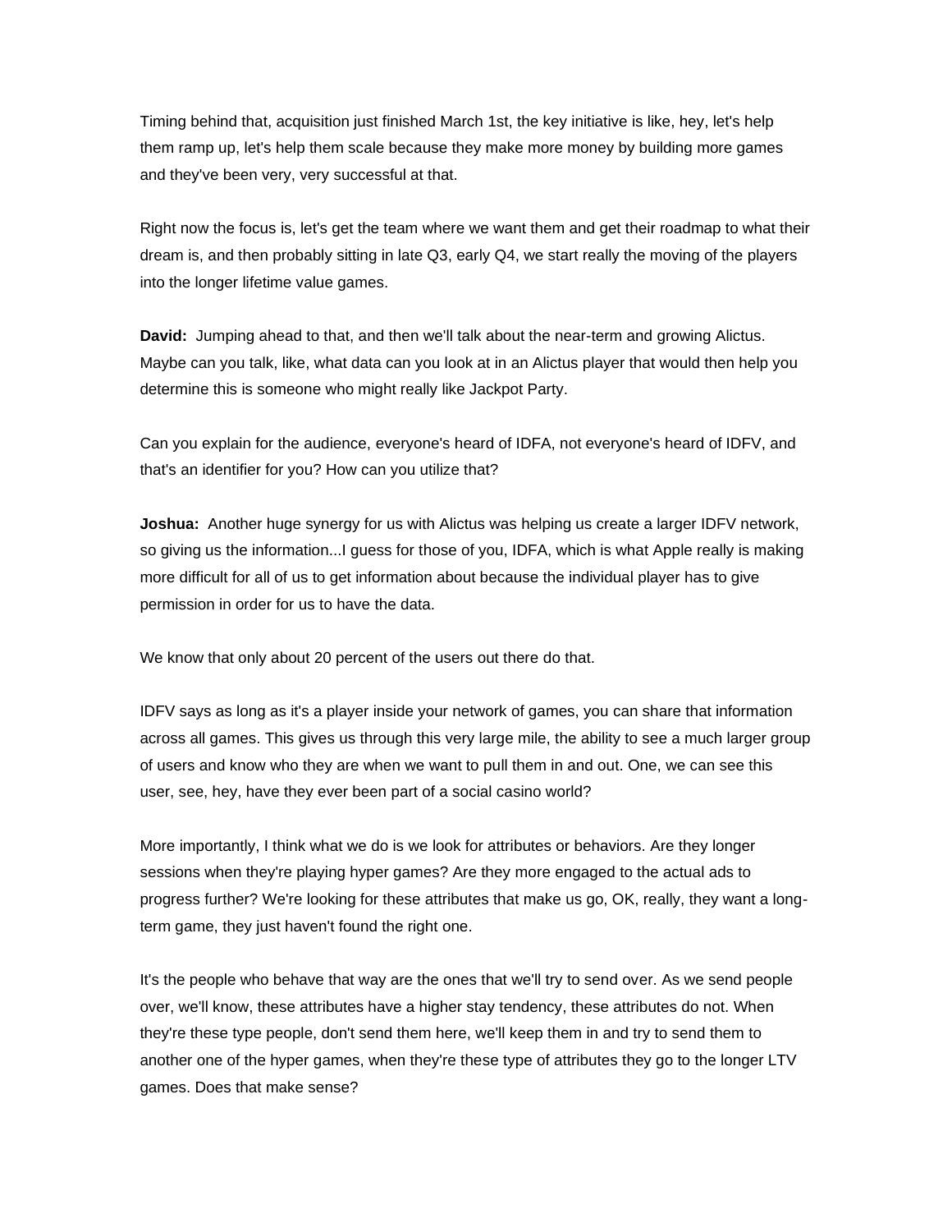Timing behind that, acquisition just finished March 1st, the key initiative is like, hey, let's help them ramp up, let's help them scale because they make more money by building more games and they've been very, very successful at that.

Right now the focus is, let's get the team where we want them and get their roadmap to what their dream is, and then probably sitting in late Q3, early Q4, we start really the moving of the players into the longer lifetime value games.

**David:** Jumping ahead to that, and then we'll talk about the near-term and growing Alictus. Maybe can you talk, like, what data can you look at in an Alictus player that would then help you determine this is someone who might really like Jackpot Party.

Can you explain for the audience, everyone's heard of IDFA, not everyone's heard of IDFV, and that's an identifier for you? How can you utilize that?

**Joshua:** Another huge synergy for us with Alictus was helping us create a larger IDFV network, so giving us the information...I guess for those of you, IDFA, which is what Apple really is making more difficult for all of us to get information about because the individual player has to give permission in order for us to have the data.

We know that only about 20 percent of the users out there do that.

IDFV says as long as it's a player inside your network of games, you can share that information across all games. This gives us through this very large mile, the ability to see a much larger group of users and know who they are when we want to pull them in and out. One, we can see this user, see, hey, have they ever been part of a social casino world?

More importantly, I think what we do is we look for attributes or behaviors. Are they longer sessions when they're playing hyper games? Are they more engaged to the actual ads to progress further? We're looking for these attributes that make us go, OK, really, they want a long-term game, they just haven't found the right one.

It's the people who behave that way are the ones that we'll try to send over. As we send people over, we'll know, these attributes have a higher stay tendency, these attributes do not. When they're these type people, don't send them here, we'll keep them in and try to send them to another one of the hyper games, when they're these type of attributes they go to the longer LTV games. Does that make sense?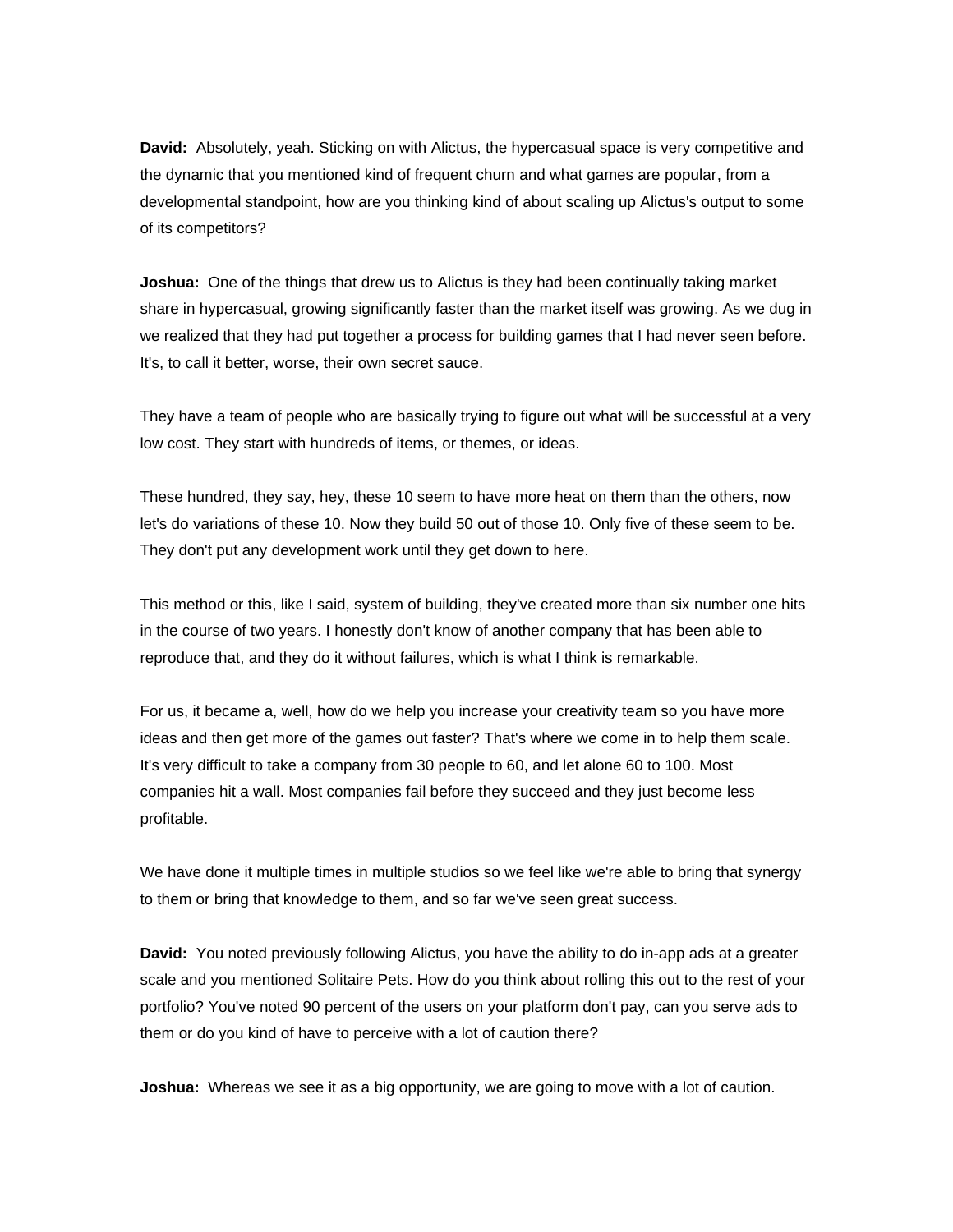**David:** Absolutely, yeah. Sticking on with Alictus, the hypercasual space is very competitive and the dynamic that you mentioned kind of frequent churn and what games are popular, from a developmental standpoint, how are you thinking kind of about scaling up Alictus's output to some of its competitors?

**Joshua:** One of the things that drew us to Alictus is they had been continually taking market share in hypercasual, growing significantly faster than the market itself was growing. As we dug in we realized that they had put together a process for building games that I had never seen before. It's, to call it better, worse, their own secret sauce.

They have a team of people who are basically trying to figure out what will be successful at a very low cost. They start with hundreds of items, or themes, or ideas.

These hundred, they say, hey, these 10 seem to have more heat on them than the others, now let's do variations of these 10. Now they build 50 out of those 10. Only five of these seem to be. They don't put any development work until they get down to here.

This method or this, like I said, system of building, they've created more than six number one hits in the course of two years. I honestly don't know of another company that has been able to reproduce that, and they do it without failures, which is what I think is remarkable.

For us, it became a, well, how do we help you increase your creativity team so you have more ideas and then get more of the games out faster? That's where we come in to help them scale. It's very difficult to take a company from 30 people to 60, and let alone 60 to 100. Most companies hit a wall. Most companies fail before they succeed and they just become less profitable.

We have done it multiple times in multiple studios so we feel like we're able to bring that synergy to them or bring that knowledge to them, and so far we've seen great success.

**David:** You noted previously following Alictus, you have the ability to do in-app ads at a greater scale and you mentioned Solitaire Pets. How do you think about rolling this out to the rest of your portfolio? You've noted 90 percent of the users on your platform don't pay, can you serve ads to them or do you kind of have to perceive with a lot of caution there?

**Joshua:** Whereas we see it as a big opportunity, we are going to move with a lot of caution.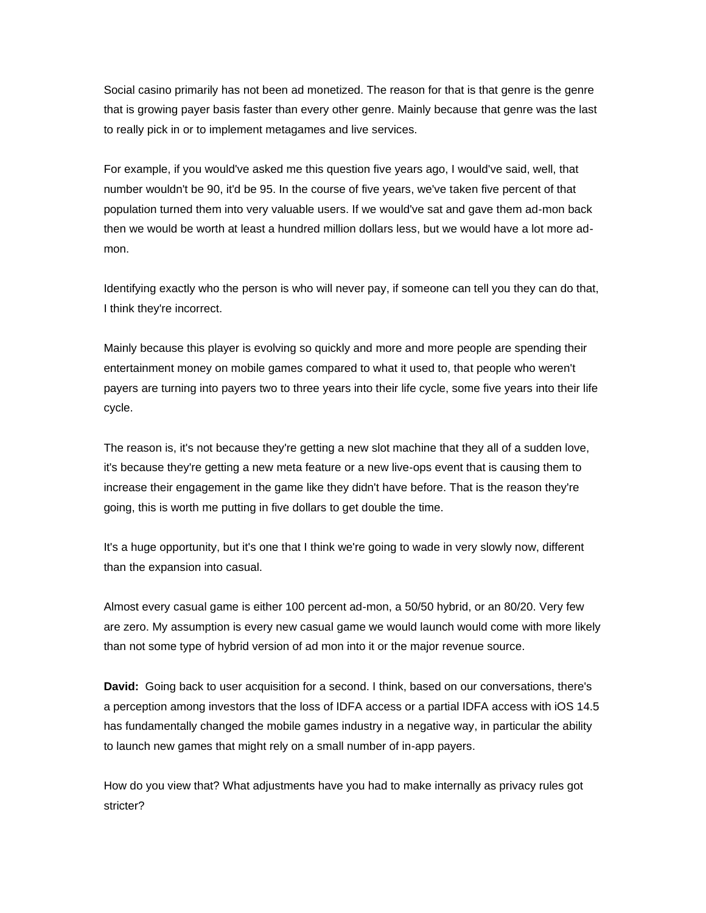Social casino primarily has not been ad monetized. The reason for that is that genre is the genre that is growing payer basis faster than every other genre. Mainly because that genre was the last to really pick in or to implement metagames and live services.

For example, if you would've asked me this question five years ago, I would've said, well, that number wouldn't be 90, it'd be 95. In the course of five years, we've taken five percent of that population turned them into very valuable users. If we would've sat and gave them ad-mon back then we would be worth at least a hundred million dollars less, but we would have a lot more ad-mon.

Identifying exactly who the person is who will never pay, if someone can tell you they can do that, I think they're incorrect.

Mainly because this player is evolving so quickly and more and more people are spending their entertainment money on mobile games compared to what it used to, that people who weren't payers are turning into payers two to three years into their life cycle, some five years into their life cycle.

The reason is, it's not because they're getting a new slot machine that they all of a sudden love, it's because they're getting a new meta feature or a new live-ops event that is causing them to increase their engagement in the game like they didn't have before. That is the reason they're going, this is worth me putting in five dollars to get double the time.

It's a huge opportunity, but it's one that I think we're going to wade in very slowly now, different than the expansion into casual.

Almost every casual game is either 100 percent ad-mon, a 50/50 hybrid, or an 80/20. Very few are zero. My assumption is every new casual game we would launch would come with more likely than not some type of hybrid version of ad mon into it or the major revenue source.

**David:** Going back to user acquisition for a second. I think, based on our conversations, there's a perception among investors that the loss of IDFA access or a partial IDFA access with iOS 14.5 has fundamentally changed the mobile games industry in a negative way, in particular the ability to launch new games that might rely on a small number of in-app payers.

How do you view that? What adjustments have you had to make internally as privacy rules got stricter?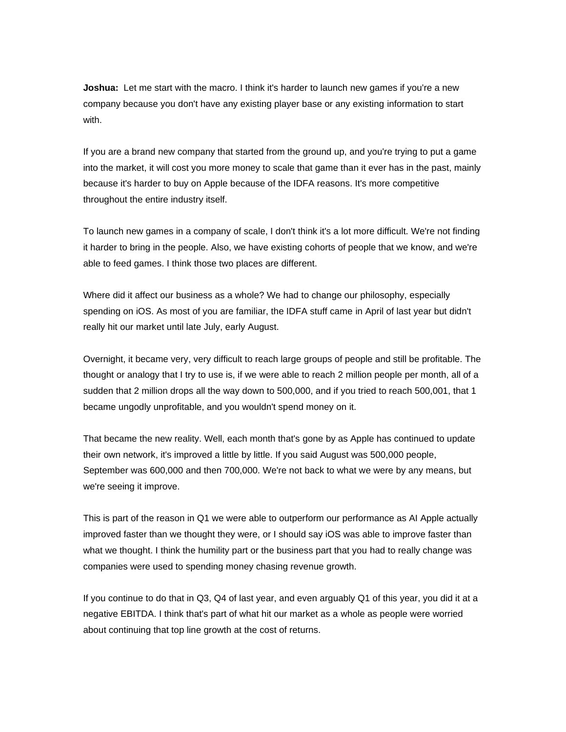**Joshua:** Let me start with the macro. I think it's harder to launch new games if you're a new company because you don't have any existing player base or any existing information to start with.

If you are a brand new company that started from the ground up, and you're trying to put a game into the market, it will cost you more money to scale that game than it ever has in the past, mainly because it's harder to buy on Apple because of the IDFA reasons. It's more competitive throughout the entire industry itself.

To launch new games in a company of scale, I don't think it's a lot more difficult. We're not finding it harder to bring in the people. Also, we have existing cohorts of people that we know, and we're able to feed games. I think those two places are different.

Where did it affect our business as a whole? We had to change our philosophy, especially spending on iOS. As most of you are familiar, the IDFA stuff came in April of last year but didn't really hit our market until late July, early August.

Overnight, it became very, very difficult to reach large groups of people and still be profitable. The thought or analogy that I try to use is, if we were able to reach 2 million people per month, all of a sudden that 2 million drops all the way down to 500,000, and if you tried to reach 500,001, that 1 became ungodly unprofitable, and you wouldn't spend money on it.

That became the new reality. Well, each month that's gone by as Apple has continued to update their own network, it's improved a little by little. If you said August was 500,000 people, September was 600,000 and then 700,000. We're not back to what we were by any means, but we're seeing it improve.

This is part of the reason in Q1 we were able to outperform our performance as AI Apple actually improved faster than we thought they were, or I should say iOS was able to improve faster than what we thought. I think the humility part or the business part that you had to really change was companies were used to spending money chasing revenue growth.

If you continue to do that in Q3, Q4 of last year, and even arguably Q1 of this year, you did it at a negative EBITDA. I think that's part of what hit our market as a whole as people were worried about continuing that top line growth at the cost of returns.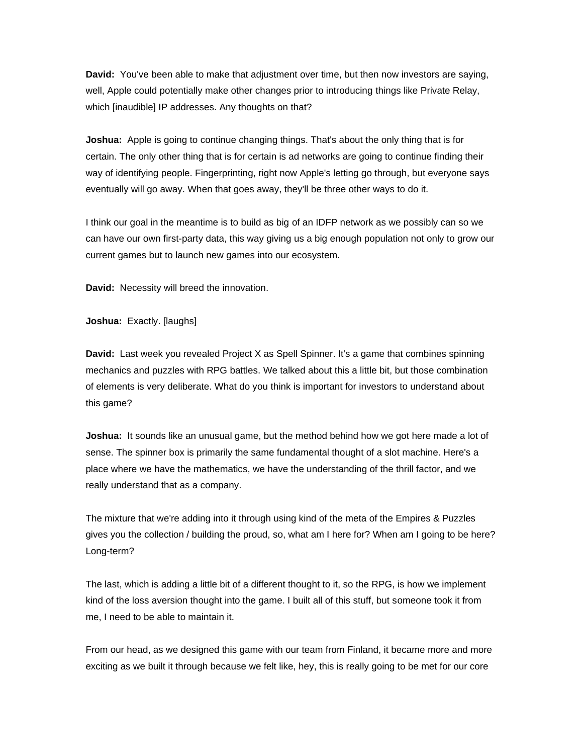**David:** You've been able to make that adjustment over time, but then now investors are saying, well, Apple could potentially make other changes prior to introducing things like Private Relay, which [inaudible] IP addresses. Any thoughts on that?

**Joshua:** Apple is going to continue changing things. That's about the only thing that is for certain. The only other thing that is for certain is ad networks are going to continue finding their way of identifying people. Fingerprinting, right now Apple's letting go through, but everyone says eventually will go away. When that goes away, they'll be three other ways to do it.

I think our goal in the meantime is to build as big of an IDFP network as we possibly can so we can have our own first-party data, this way giving us a big enough population not only to grow our current games but to launch new games into our ecosystem.

**David:** Necessity will breed the innovation.

**Joshua:** Exactly. [laughs]

**David:** Last week you revealed Project X as Spell Spinner. It's a game that combines spinning mechanics and puzzles with RPG battles. We talked about this a little bit, but those combination of elements is very deliberate. What do you think is important for investors to understand about this game?

**Joshua:** It sounds like an unusual game, but the method behind how we got here made a lot of sense. The spinner box is primarily the same fundamental thought of a slot machine. Here's a place where we have the mathematics, we have the understanding of the thrill factor, and we really understand that as a company.

The mixture that we're adding into it through using kind of the meta of the Empires & Puzzles gives you the collection / building the proud, so, what am I here for? When am I going to be here? Long-term?

The last, which is adding a little bit of a different thought to it, so the RPG, is how we implement kind of the loss aversion thought into the game. I built all of this stuff, but someone took it from me, I need to be able to maintain it.

From our head, as we designed this game with our team from Finland, it became more and more exciting as we built it through because we felt like, hey, this is really going to be met for our core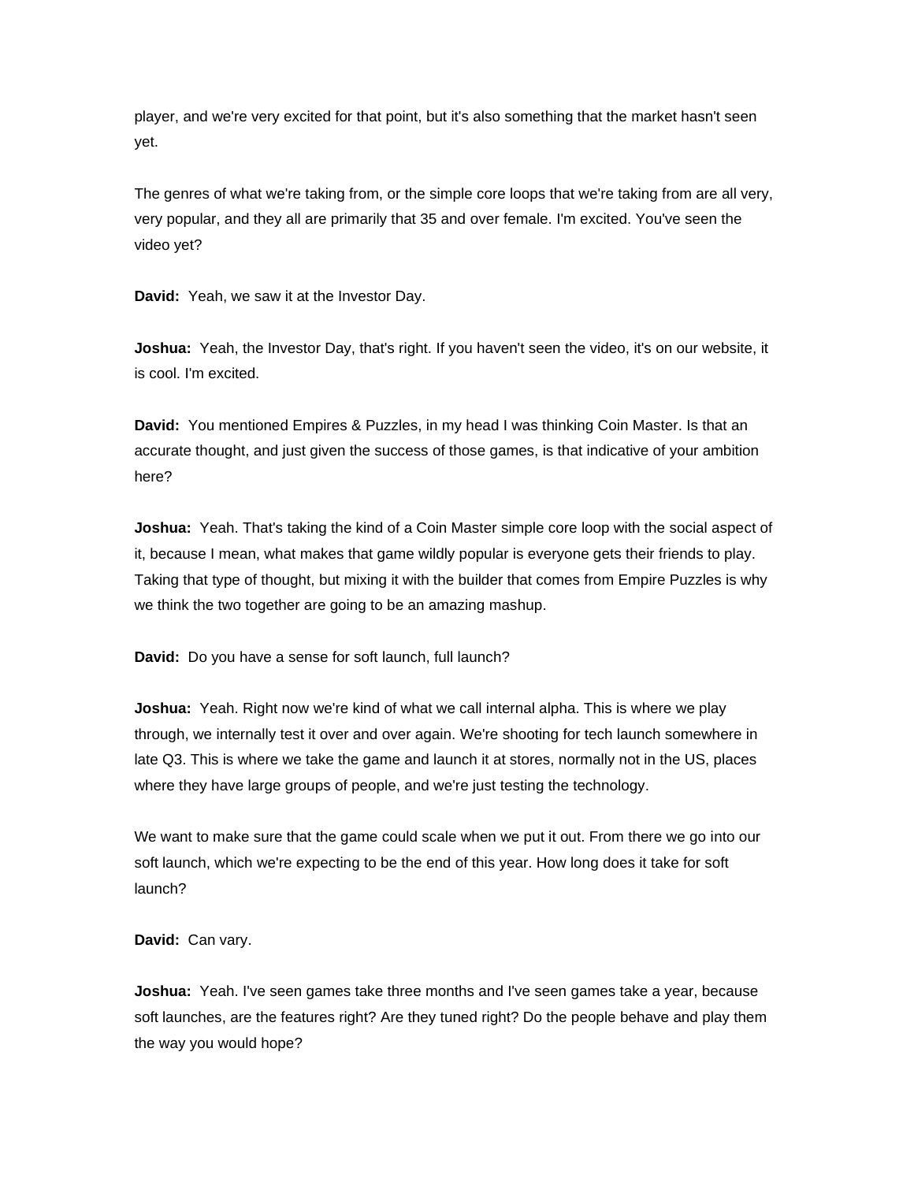player, and we're very excited for that point, but it's also something that the market hasn't seen yet.

The genres of what we're taking from, or the simple core loops that we're taking from are all very, very popular, and they all are primarily that 35 and over female. I'm excited. You've seen the video yet?

**David:** Yeah, we saw it at the Investor Day.

**Joshua:** Yeah, the Investor Day, that's right. If you haven't seen the video, it's on our website, it is cool. I'm excited.

**David:** You mentioned Empires & Puzzles, in my head I was thinking Coin Master. Is that an accurate thought, and just given the success of those games, is that indicative of your ambition here?

**Joshua:** Yeah. That's taking the kind of a Coin Master simple core loop with the social aspect of it, because I mean, what makes that game wildly popular is everyone gets their friends to play. Taking that type of thought, but mixing it with the builder that comes from Empire Puzzles is why we think the two together are going to be an amazing mashup.

**David:** Do you have a sense for soft launch, full launch?

**Joshua:** Yeah. Right now we're kind of what we call internal alpha. This is where we play through, we internally test it over and over again. We're shooting for tech launch somewhere in late Q3. This is where we take the game and launch it at stores, normally not in the US, places where they have large groups of people, and we're just testing the technology.

We want to make sure that the game could scale when we put it out. From there we go into our soft launch, which we're expecting to be the end of this year. How long does it take for soft launch?

**David:** Can vary.

**Joshua:** Yeah. I've seen games take three months and I've seen games take a year, because soft launches, are the features right? Are they tuned right? Do the people behave and play them the way you would hope?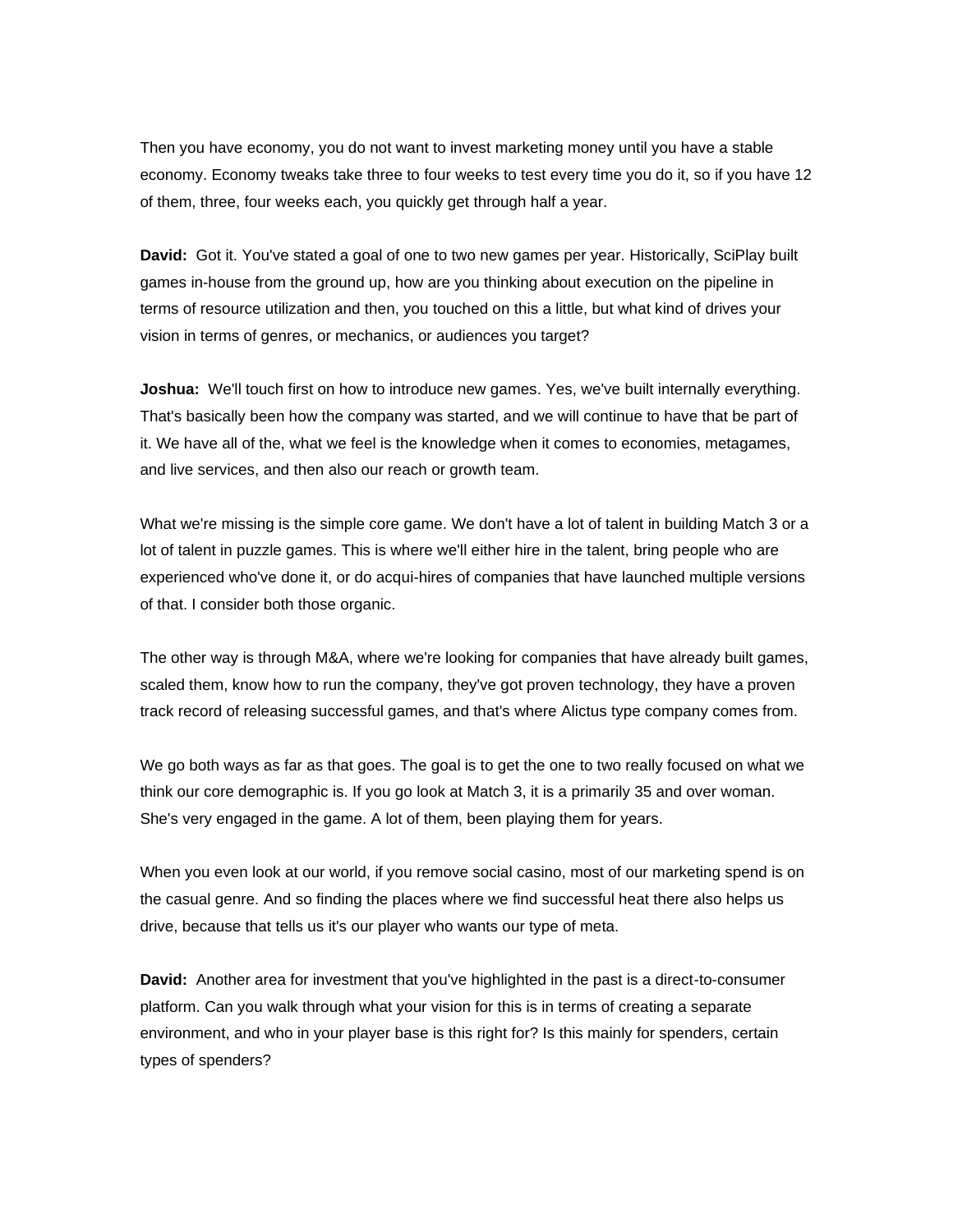Then you have economy, you do not want to invest marketing money until you have a stable economy. Economy tweaks take three to four weeks to test every time you do it, so if you have 12 of them, three, four weeks each, you quickly get through half a year.

**David:** Got it. You've stated a goal of one to two new games per year. Historically, SciPlay built games in-house from the ground up, how are you thinking about execution on the pipeline in terms of resource utilization and then, you touched on this a little, but what kind of drives your vision in terms of genres, or mechanics, or audiences you target?

**Joshua:** We'll touch first on how to introduce new games. Yes, we've built internally everything. That's basically been how the company was started, and we will continue to have that be part of it. We have all of the, what we feel is the knowledge when it comes to economies, metagames, and live services, and then also our reach or growth team.

What we're missing is the simple core game. We don't have a lot of talent in building Match 3 or a lot of talent in puzzle games. This is where we'll either hire in the talent, bring people who are experienced who've done it, or do acqui-hires of companies that have launched multiple versions of that. I consider both those organic.

The other way is through M&A, where we're looking for companies that have already built games, scaled them, know how to run the company, they've got proven technology, they have a proven track record of releasing successful games, and that's where Alictus type company comes from.

We go both ways as far as that goes. The goal is to get the one to two really focused on what we think our core demographic is. If you go look at Match 3, it is a primarily 35 and over woman. She's very engaged in the game. A lot of them, been playing them for years.

When you even look at our world, if you remove social casino, most of our marketing spend is on the casual genre. And so finding the places where we find successful heat there also helps us drive, because that tells us it's our player who wants our type of meta.

**David:** Another area for investment that you've highlighted in the past is a direct-to-consumer platform. Can you walk through what your vision for this is in terms of creating a separate environment, and who in your player base is this right for? Is this mainly for spenders, certain types of spenders?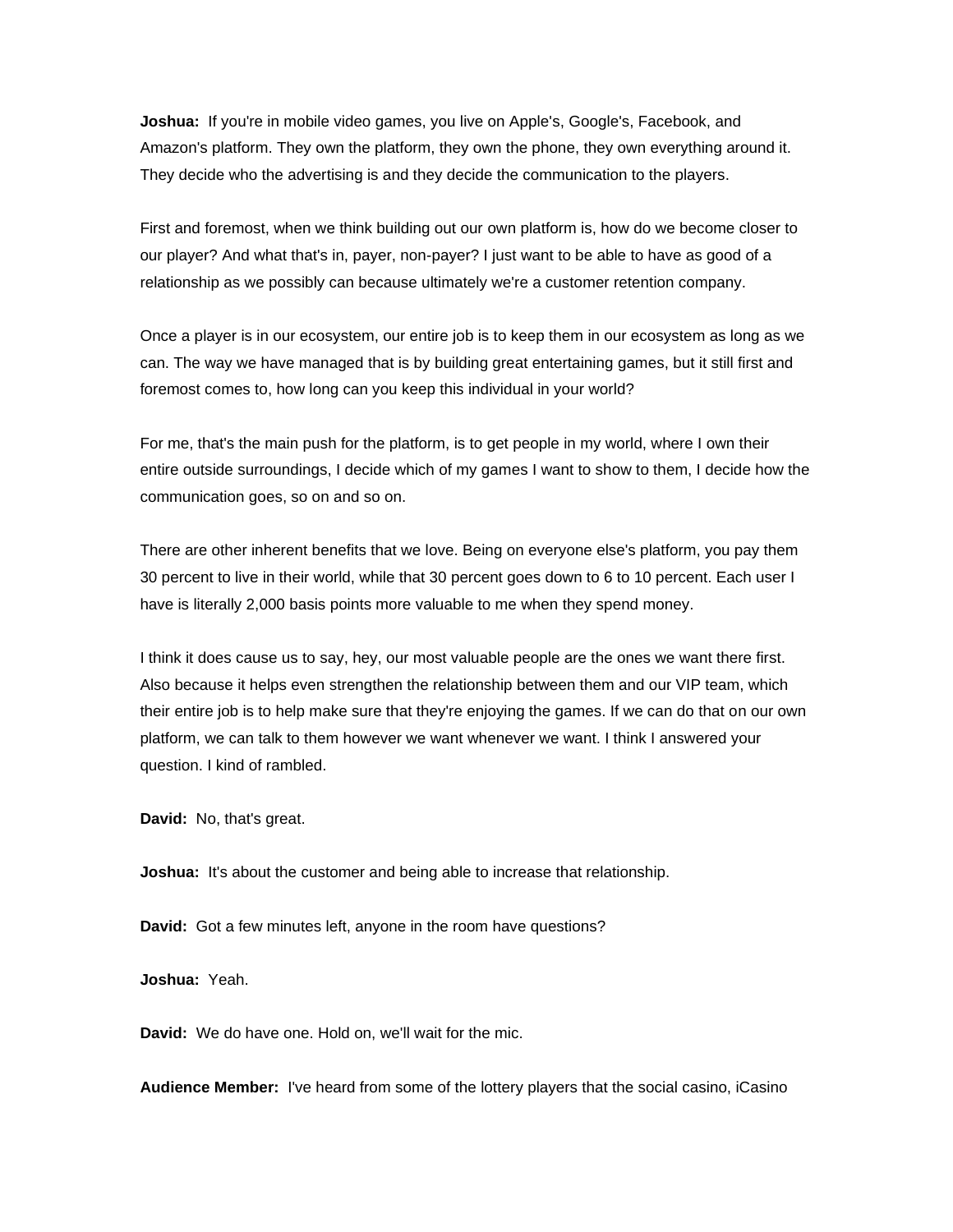**Joshua:** If you're in mobile video games, you live on Apple's, Google's, Facebook, and Amazon's platform. They own the platform, they own the phone, they own everything around it. They decide who the advertising is and they decide the communication to the players.

First and foremost, when we think building out our own platform is, how do we become closer to our player? And what that's in, payer, non-payer? I just want to be able to have as good of a relationship as we possibly can because ultimately we're a customer retention company.

Once a player is in our ecosystem, our entire job is to keep them in our ecosystem as long as we can. The way we have managed that is by building great entertaining games, but it still first and foremost comes to, how long can you keep this individual in your world?

For me, that's the main push for the platform, is to get people in my world, where I own their entire outside surroundings, I decide which of my games I want to show to them, I decide how the communication goes, so on and so on.

There are other inherent benefits that we love. Being on everyone else's platform, you pay them 30 percent to live in their world, while that 30 percent goes down to 6 to 10 percent. Each user I have is literally 2,000 basis points more valuable to me when they spend money.

I think it does cause us to say, hey, our most valuable people are the ones we want there first. Also because it helps even strengthen the relationship between them and our VIP team, which their entire job is to help make sure that they're enjoying the games. If we can do that on our own platform, we can talk to them however we want whenever we want. I think I answered your question. I kind of rambled.

**David:** No, that's great.

**Joshua:** It's about the customer and being able to increase that relationship.

**David:** Got a few minutes left, anyone in the room have questions?

**Joshua:** Yeah.

**David:** We do have one. Hold on, we'll wait for the mic.

**Audience Member:** I've heard from some of the lottery players that the social casino, iCasino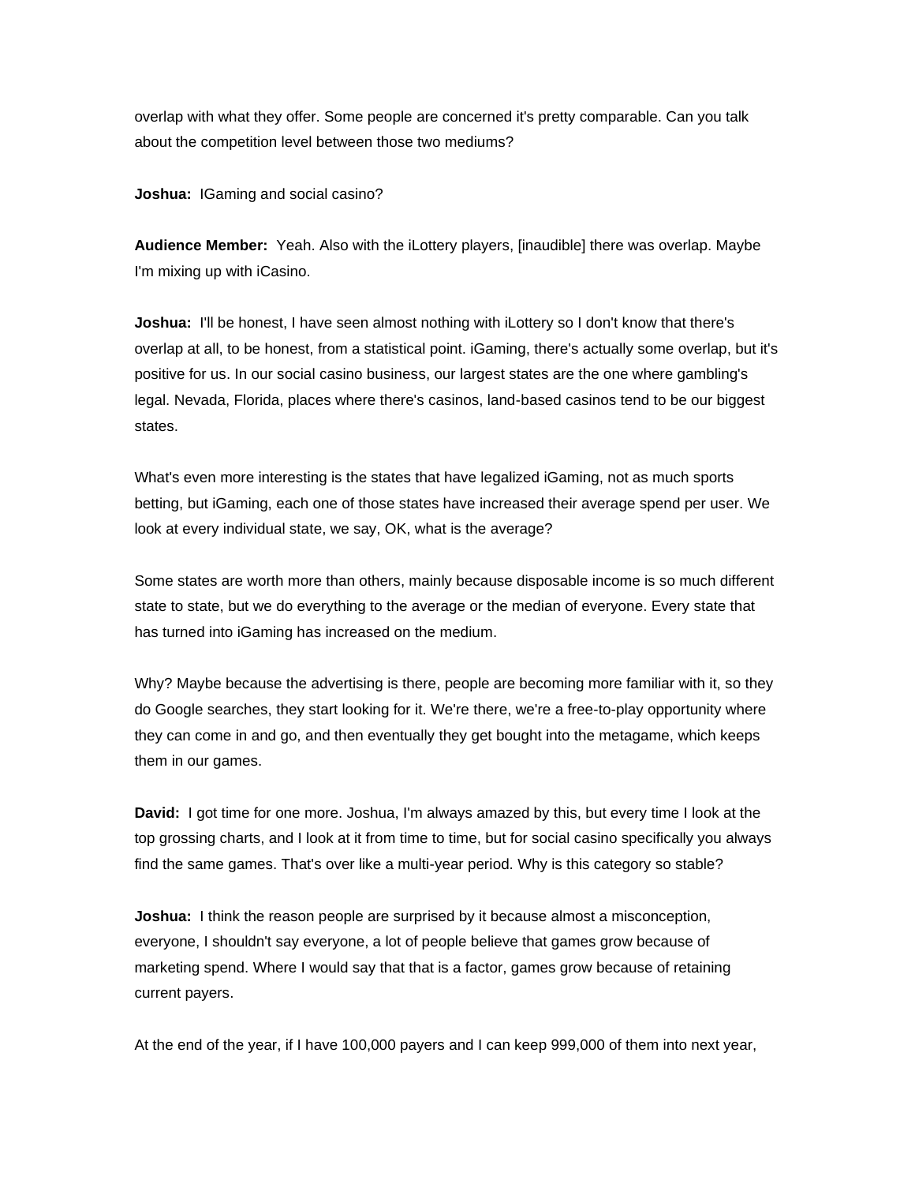overlap with what they offer. Some people are concerned it's pretty comparable. Can you talk about the competition level between those two mediums?

**Joshua:** IGaming and social casino?

**Audience Member:** Yeah. Also with the iLottery players, [inaudible] there was overlap. Maybe I'm mixing up with iCasino.

**Joshua:** I'll be honest, I have seen almost nothing with iLottery so I don't know that there's overlap at all, to be honest, from a statistical point. iGaming, there's actually some overlap, but it's positive for us. In our social casino business, our largest states are the one where gambling's legal. Nevada, Florida, places where there's casinos, land-based casinos tend to be our biggest states.

What's even more interesting is the states that have legalized iGaming, not as much sports betting, but iGaming, each one of those states have increased their average spend per user. We look at every individual state, we say, OK, what is the average?

Some states are worth more than others, mainly because disposable income is so much different state to state, but we do everything to the average or the median of everyone. Every state that has turned into iGaming has increased on the medium.

Why? Maybe because the advertising is there, people are becoming more familiar with it, so they do Google searches, they start looking for it. We're there, we're a free-to-play opportunity where they can come in and go, and then eventually they get bought into the metagame, which keeps them in our games.

**David:** I got time for one more. Joshua, I'm always amazed by this, but every time I look at the top grossing charts, and I look at it from time to time, but for social casino specifically you always find the same games. That's over like a multi-year period. Why is this category so stable?

**Joshua:** I think the reason people are surprised by it because almost a misconception, everyone, I shouldn't say everyone, a lot of people believe that games grow because of marketing spend. Where I would say that that is a factor, games grow because of retaining current payers.

At the end of the year, if I have 100,000 payers and I can keep 999,000 of them into next year,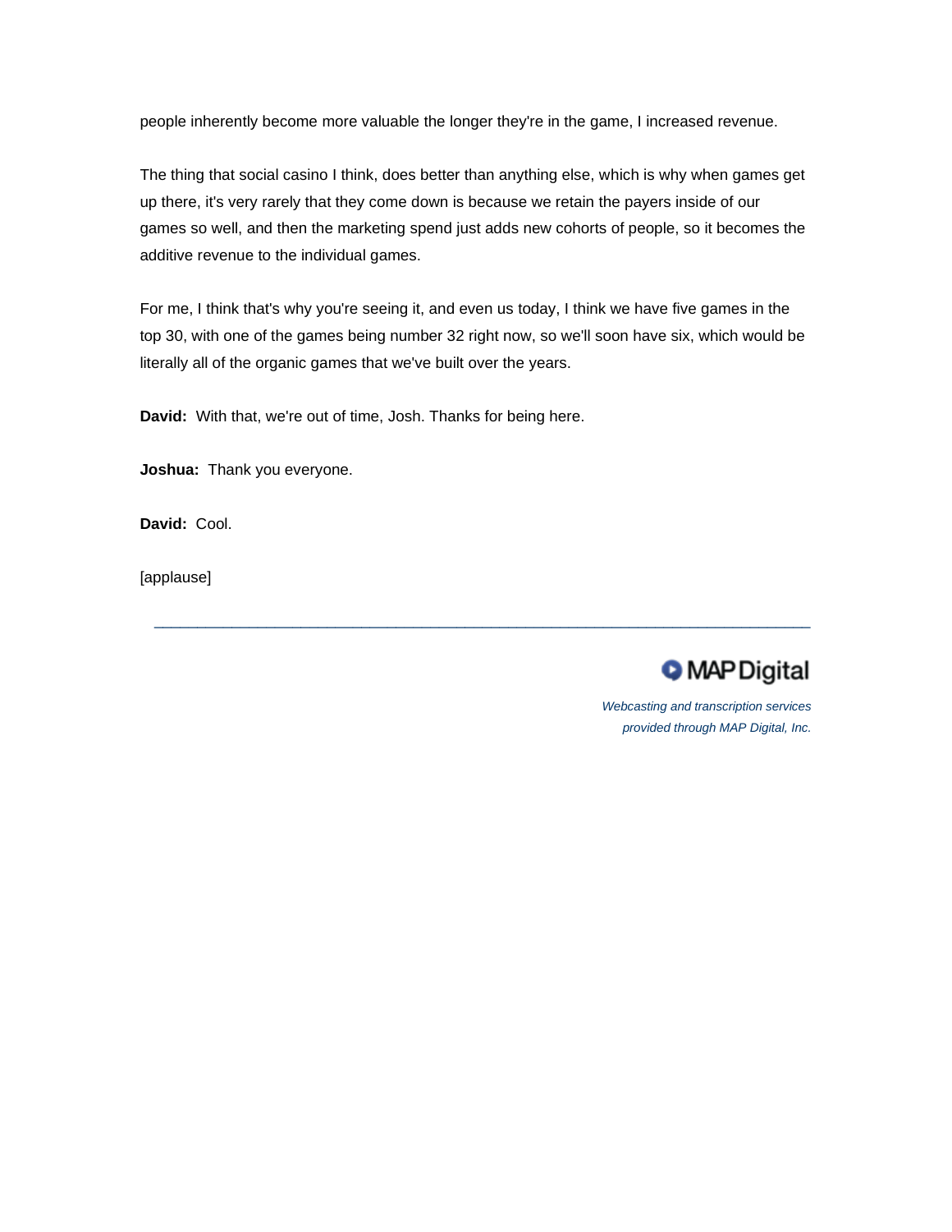people inherently become more valuable the longer they're in the game, I increased revenue.

The thing that social casino I think, does better than anything else, which is why when games get up there, it's very rarely that they come down is because we retain the payers inside of our games so well, and then the marketing spend just adds new cohorts of people, so it becomes the additive revenue to the individual games.

For me, I think that's why you're seeing it, and even us today, I think we have five games in the top 30, with one of the games being number 32 right now, so we'll soon have six, which would be literally all of the organic games that we've built over the years.

**David:** With that, we're out of time, Josh. Thanks for being here.

**Joshua:** Thank you everyone.

**David:** Cool.

[applause]

---

MAP Digital

*Webcasting and transcription services provided through MAP Digital, Inc.*